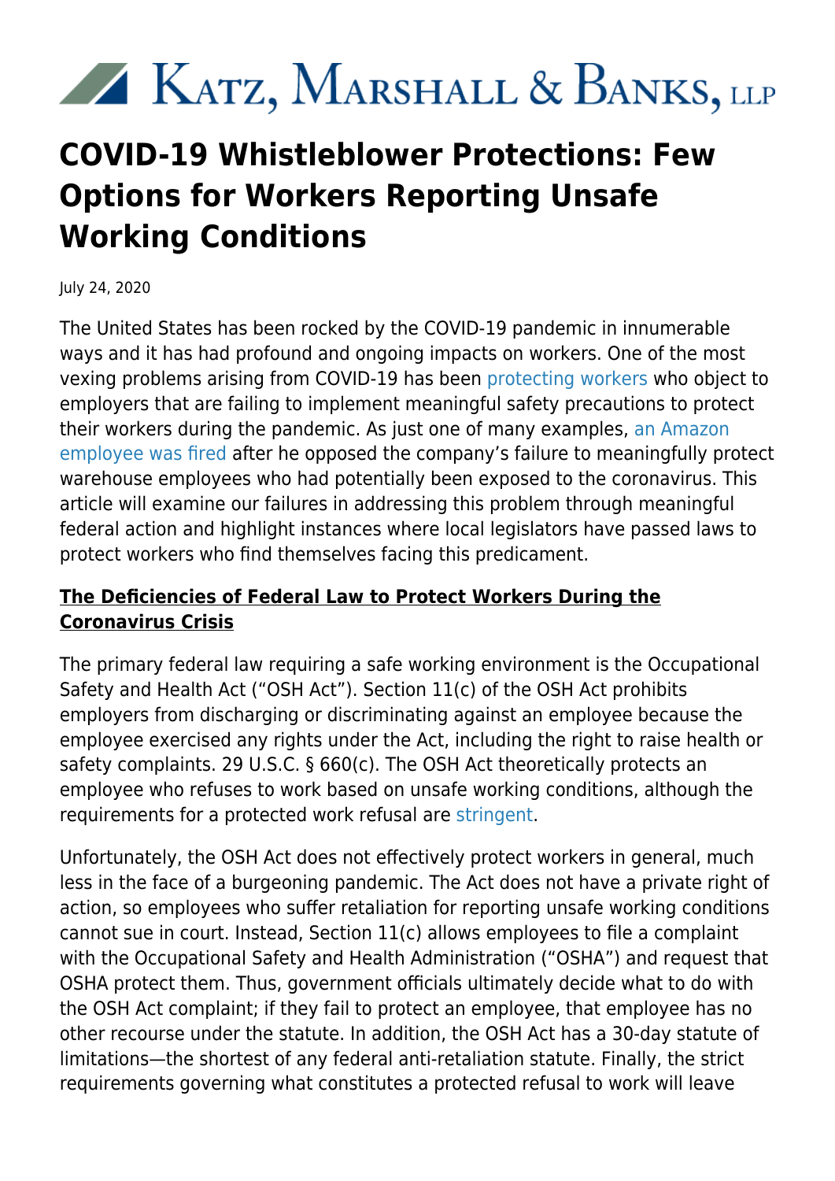# Katz, Marshall & Banks, LLP

# COVID-19 Whistleblower Protections: Few Options for Workers Reporting Unsafe Working Conditions

July 24, 2020

The United States has been rocked by the COVID-19 pandemic in innumerable ways and it has had profound and ongoing impacts on workers. One of the most vexing problems arising from COVID-19 has been protecting workers who object to employers that are failing to implement meaningful safety precautions to protect their workers during the pandemic. As just one of many examples, an Amazon employee was fired after he opposed the company's failure to meaningfully protect warehouse employees who had potentially been exposed to the coronavirus. This article will examine our failures in addressing this problem through meaningful federal action and highlight instances where local legislators have passed laws to protect workers who find themselves facing this predicament.

## The Deficiencies of Federal Law to Protect Workers During the Coronavirus Crisis

The primary federal law requiring a safe working environment is the Occupational Safety and Health Act ("OSH Act"). Section 11(c) of the OSH Act prohibits employers from discharging or discriminating against an employee because the employee exercised any rights under the Act, including the right to raise health or safety complaints. 29 U.S.C. § 660(c). The OSH Act theoretically protects an employee who refuses to work based on unsafe working conditions, although the requirements for a protected work refusal are stringent.

Unfortunately, the OSH Act does not effectively protect workers in general, much less in the face of a burgeoning pandemic. The Act does not have a private right of action, so employees who suffer retaliation for reporting unsafe working conditions cannot sue in court. Instead, Section 11(c) allows employees to file a complaint with the Occupational Safety and Health Administration ("OSHA") and request that OSHA protect them. Thus, government officials ultimately decide what to do with the OSH Act complaint; if they fail to protect an employee, that employee has no other recourse under the statute. In addition, the OSH Act has a 30-day statute of limitations—the shortest of any federal anti-retaliation statute. Finally, the strict requirements governing what constitutes a protected refusal to work will leave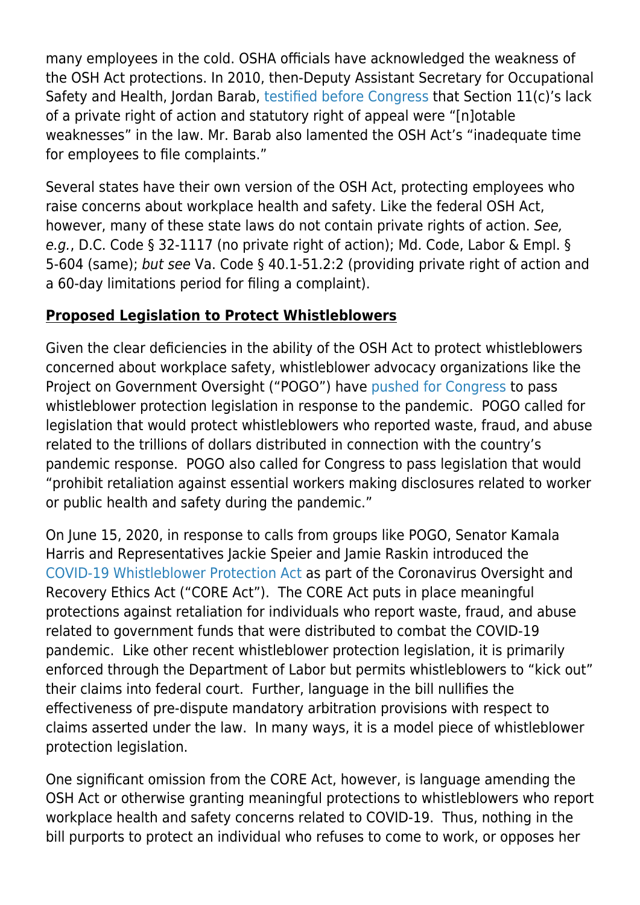many employees in the cold. OSHA officials have acknowledged the weakness of the OSH Act protections. In 2010, then-Deputy Assistant Secretary for Occupational Safety and Health, Jordan Barab, testified before Congress that Section 11(c)'s lack of a private right of action and statutory right of appeal were "[n]otable weaknesses" in the law. Mr. Barab also lamented the OSH Act's "inadequate time for employees to file complaints."

Several states have their own version of the OSH Act, protecting employees who raise concerns about workplace health and safety. Like the federal OSH Act, however, many of these state laws do not contain private rights of action. *See, e.g.*, D.C. Code § 32-1117 (no private right of action); Md. Code, Labor & Empl. § 5-604 (same); *but see* Va. Code § 40.1-51.2:2 (providing private right of action and a 60-day limitations period for filing a complaint).

**Proposed Legislation to Protect Whistleblowers**

Given the clear deficiencies in the ability of the OSH Act to protect whistleblowers concerned about workplace safety, whistleblower advocacy organizations like the Project on Government Oversight ("POGO") have pushed for Congress to pass whistleblower protection legislation in response to the pandemic. POGO called for legislation that would protect whistleblowers who reported waste, fraud, and abuse related to the trillions of dollars distributed in connection with the country's pandemic response. POGO also called for Congress to pass legislation that would "prohibit retaliation against essential workers making disclosures related to worker or public health and safety during the pandemic."

On June 15, 2020, in response to calls from groups like POGO, Senator Kamala Harris and Representatives Jackie Speier and Jamie Raskin introduced the COVID-19 Whistleblower Protection Act as part of the Coronavirus Oversight and Recovery Ethics Act ("CORE Act"). The CORE Act puts in place meaningful protections against retaliation for individuals who report waste, fraud, and abuse related to government funds that were distributed to combat the COVID-19 pandemic. Like other recent whistleblower protection legislation, it is primarily enforced through the Department of Labor but permits whistleblowers to "kick out" their claims into federal court. Further, language in the bill nullifies the effectiveness of pre-dispute mandatory arbitration provisions with respect to claims asserted under the law. In many ways, it is a model piece of whistleblower protection legislation.

One significant omission from the CORE Act, however, is language amending the OSH Act or otherwise granting meaningful protections to whistleblowers who report workplace health and safety concerns related to COVID-19. Thus, nothing in the bill purports to protect an individual who refuses to come to work, or opposes her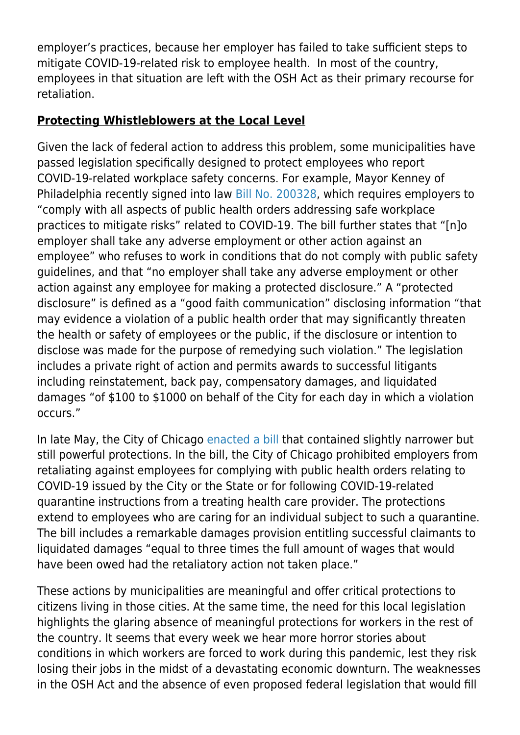employer's practices, because her employer has failed to take sufficient steps to mitigate COVID-19-related risk to employee health. In most of the country, employees in that situation are left with the OSH Act as their primary recourse for retaliation.

**Protecting Whistleblowers at the Local Level**

Given the lack of federal action to address this problem, some municipalities have passed legislation specifically designed to protect employees who report COVID-19-related workplace safety concerns. For example, Mayor Kenney of Philadelphia recently signed into law Bill No. 200328, which requires employers to "comply with all aspects of public health orders addressing safe workplace practices to mitigate risks" related to COVID-19. The bill further states that "[n]o employer shall take any adverse employment or other action against an employee" who refuses to work in conditions that do not comply with public safety guidelines, and that "no employer shall take any adverse employment or other action against any employee for making a protected disclosure." A "protected disclosure" is defined as a "good faith communication" disclosing information "that may evidence a violation of a public health order that may significantly threaten the health or safety of employees or the public, if the disclosure or intention to disclose was made for the purpose of remedying such violation." The legislation includes a private right of action and permits awards to successful litigants including reinstatement, back pay, compensatory damages, and liquidated damages "of $100 to $1000 on behalf of the City for each day in which a violation occurs."

In late May, the City of Chicago enacted a bill that contained slightly narrower but still powerful protections. In the bill, the City of Chicago prohibited employers from retaliating against employees for complying with public health orders relating to COVID-19 issued by the City or the State or for following COVID-19-related quarantine instructions from a treating health care provider. The protections extend to employees who are caring for an individual subject to such a quarantine. The bill includes a remarkable damages provision entitling successful claimants to liquidated damages "equal to three times the full amount of wages that would have been owed had the retaliatory action not taken place."

These actions by municipalities are meaningful and offer critical protections to citizens living in those cities. At the same time, the need for this local legislation highlights the glaring absence of meaningful protections for workers in the rest of the country. It seems that every week we hear more horror stories about conditions in which workers are forced to work during this pandemic, lest they risk losing their jobs in the midst of a devastating economic downturn. The weaknesses in the OSH Act and the absence of even proposed federal legislation that would fill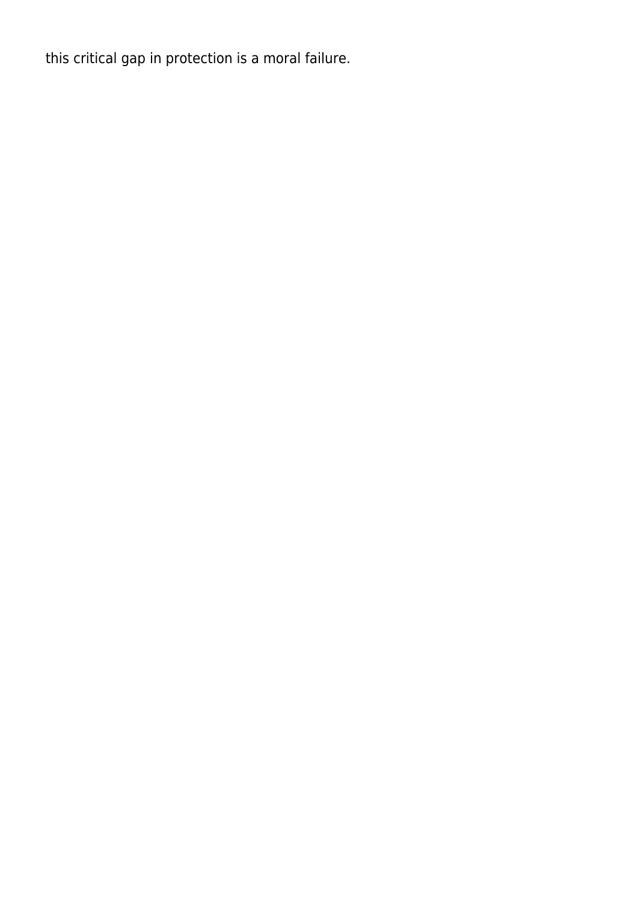this critical gap in protection is a moral failure.